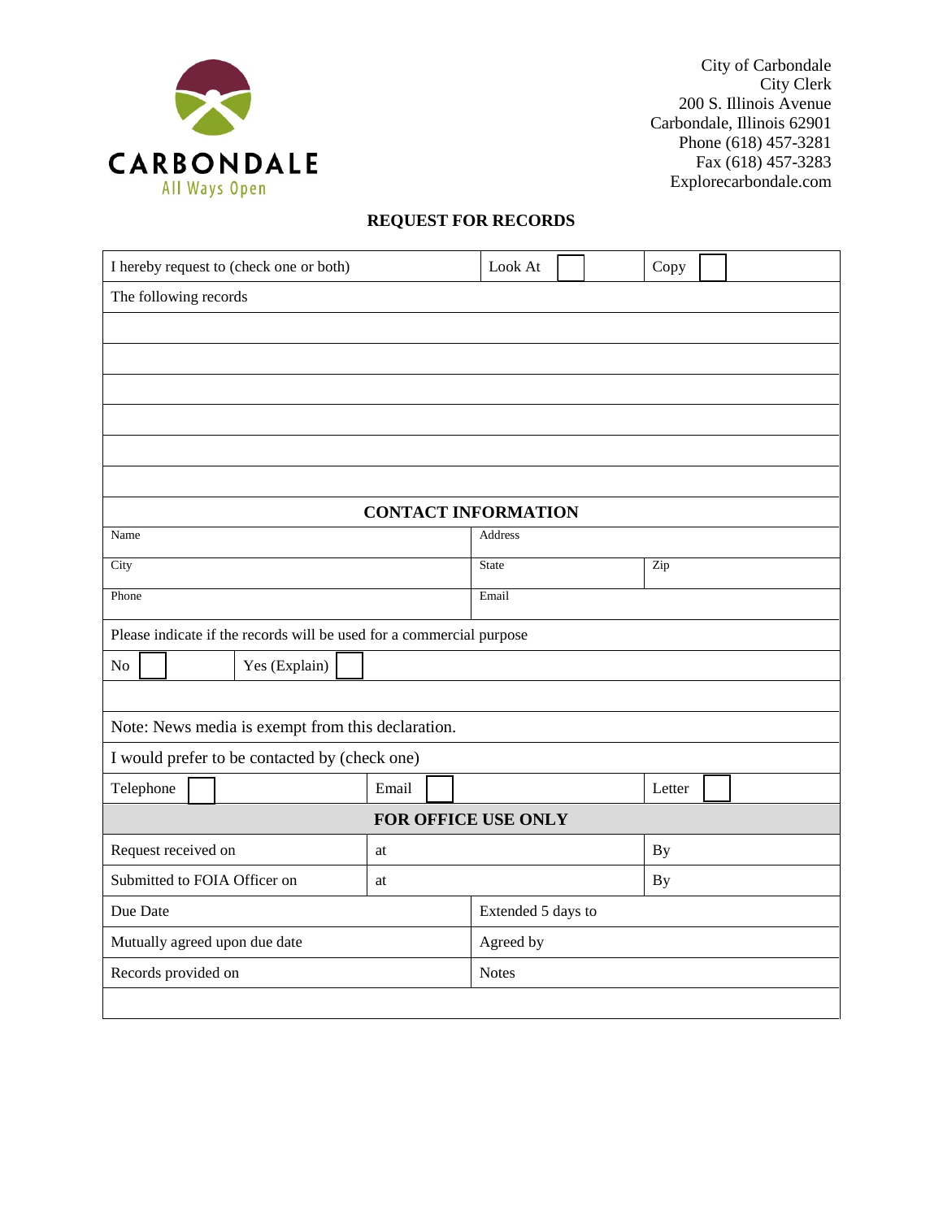CARBONDALE
All Ways Open

City of Carbondale
City Clerk
200 S. Illinois Avenue
Carbondale, Illinois 62901
Phone (618) 457-3281
Fax (618) 457-3283
Explorecarbondale.com

## REQUEST FOR RECORDS

| I hereby request to (check one or both) | | Look At ☐ | Copy ☐ |
|---|---|---|---|
| The following records | | | |
| | | | |
| | | | |
| | | | |
| | | | |
| | | | |
| | | | |
| **CONTACT INFORMATION** | | | |
| Name | | Address | |
| City | | State | Zip |
| Phone | | Email | |
| Please indicate if the records will be used for a commercial purpose | | | |
| No ☐ | Yes (Explain) ☐ | | |
| | | | |
| Note: News media is exempt from this declaration. | | | |
| I would prefer to be contacted by (check one) | | | |
| Telephone ☐ | Email ☐ | | Letter ☐ |
| **FOR OFFICE USE ONLY** | | | |
| Request received on | at | | By |
| Submitted to FOIA Officer on | at | | By |
| Due Date | | Extended 5 days to | |
| Mutually agreed upon due date | | Agreed by | |
| Records provided on | | Notes | |
| | | | |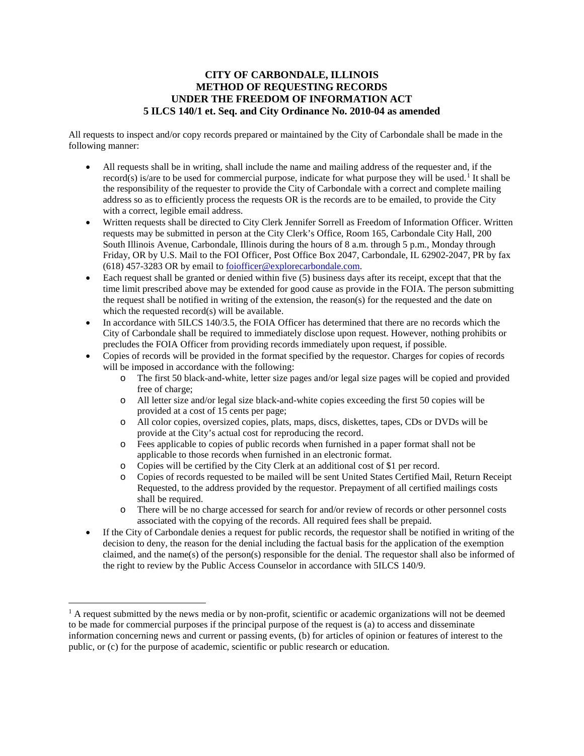**CITY OF CARBONDALE, ILLINOIS**
**METHOD OF REQUESTING RECORDS**
**UNDER THE FREEDOM OF INFORMATION ACT**
**5 ILCS 140/1 et. Seq. and City Ordinance No. 2010-04 as amended**

All requests to inspect and/or copy records prepared or maintained by the City of Carbondale shall be made in the following manner:

- All requests shall be in writing, shall include the name and mailing address of the requester and, if the record(s) is/are to be used for commercial purpose, indicate for what purpose they will be used.[1] It shall be the responsibility of the requester to provide the City of Carbondale with a correct and complete mailing address so as to efficiently process the requests OR is the records are to be emailed, to provide the City with a correct, legible email address.
- Written requests shall be directed to City Clerk Jennifer Sorrell as Freedom of Information Officer. Written requests may be submitted in person at the City Clerk's Office, Room 165, Carbondale City Hall, 200 South Illinois Avenue, Carbondale, Illinois during the hours of 8 a.m. through 5 p.m., Monday through Friday, OR by U.S. Mail to the FOI Officer, Post Office Box 2047, Carbondale, IL 62902-2047, PR by fax (618) 457-3283 OR by email to foiofficer@explorecarbondale.com.
- Each request shall be granted or denied within five (5) business days after its receipt, except that that the time limit prescribed above may be extended for good cause as provide in the FOIA. The person submitting the request shall be notified in writing of the extension, the reason(s) for the requested and the date on which the requested record(s) will be available.
- In accordance with 5ILCS 140/3.5, the FOIA Officer has determined that there are no records which the City of Carbondale shall be required to immediately disclose upon request. However, nothing prohibits or precludes the FOIA Officer from providing records immediately upon request, if possible.
- Copies of records will be provided in the format specified by the requestor. Charges for copies of records will be imposed in accordance with the following:
  - The first 50 black-and-white, letter size pages and/or legal size pages will be copied and provided free of charge;
  - All letter size and/or legal size black-and-white copies exceeding the first 50 copies will be provided at a cost of 15 cents per page;
  - All color copies, oversized copies, plats, maps, discs, diskettes, tapes, CDs or DVDs will be provide at the City's actual cost for reproducing the record.
  - Fees applicable to copies of public records when furnished in a paper format shall not be applicable to those records when furnished in an electronic format.
  - Copies will be certified by the City Clerk at an additional cost of $1 per record.
  - Copies of records requested to be mailed will be sent United States Certified Mail, Return Receipt Requested, to the address provided by the requestor. Prepayment of all certified mailings costs shall be required.
  - There will be no charge accessed for search for and/or review of records or other personnel costs associated with the copying of the records. All required fees shall be prepaid.
- If the City of Carbondale denies a request for public records, the requestor shall be notified in writing of the decision to deny, the reason for the denial including the factual basis for the application of the exemption claimed, and the name(s) of the person(s) responsible for the denial. The requestor shall also be informed of the right to review by the Public Access Counselor in accordance with 5ILCS 140/9.

---

[1] A request submitted by the news media or by non-profit, scientific or academic organizations will not be deemed to be made for commercial purposes if the principal purpose of the request is (a) to access and disseminate information concerning news and current or passing events, (b) for articles of opinion or features of interest to the public, or (c) for the purpose of academic, scientific or public research or education.